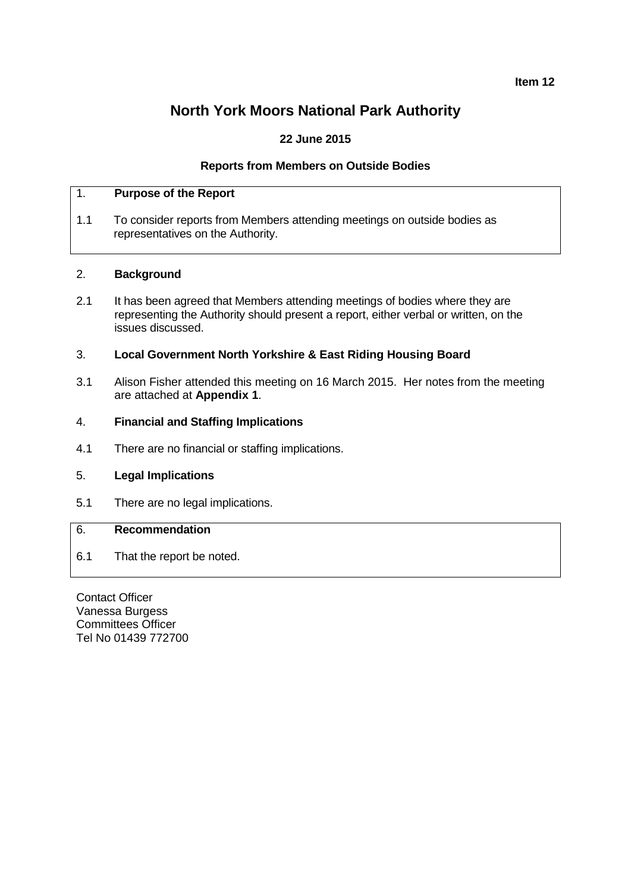**Item 12**

# North York Moors National Park Authority

**22 June 2015**

**Reports from Members on Outside Bodies**

1. **Purpose of the Report**

1.1 To consider reports from Members attending meetings on outside bodies as representatives on the Authority.

2. **Background**

2.1 It has been agreed that Members attending meetings of bodies where they are representing the Authority should present a report, either verbal or written, on the issues discussed.

3. **Local Government North Yorkshire & East Riding Housing Board**

3.1 Alison Fisher attended this meeting on 16 March 2015. Her notes from the meeting are attached at **Appendix 1**.

4. **Financial and Staffing Implications**

4.1 There are no financial or staffing implications.

5. **Legal Implications**

5.1 There are no legal implications.

6. **Recommendation**

6.1 That the report be noted.

Contact Officer
Vanessa Burgess
Committees Officer
Tel No 01439 772700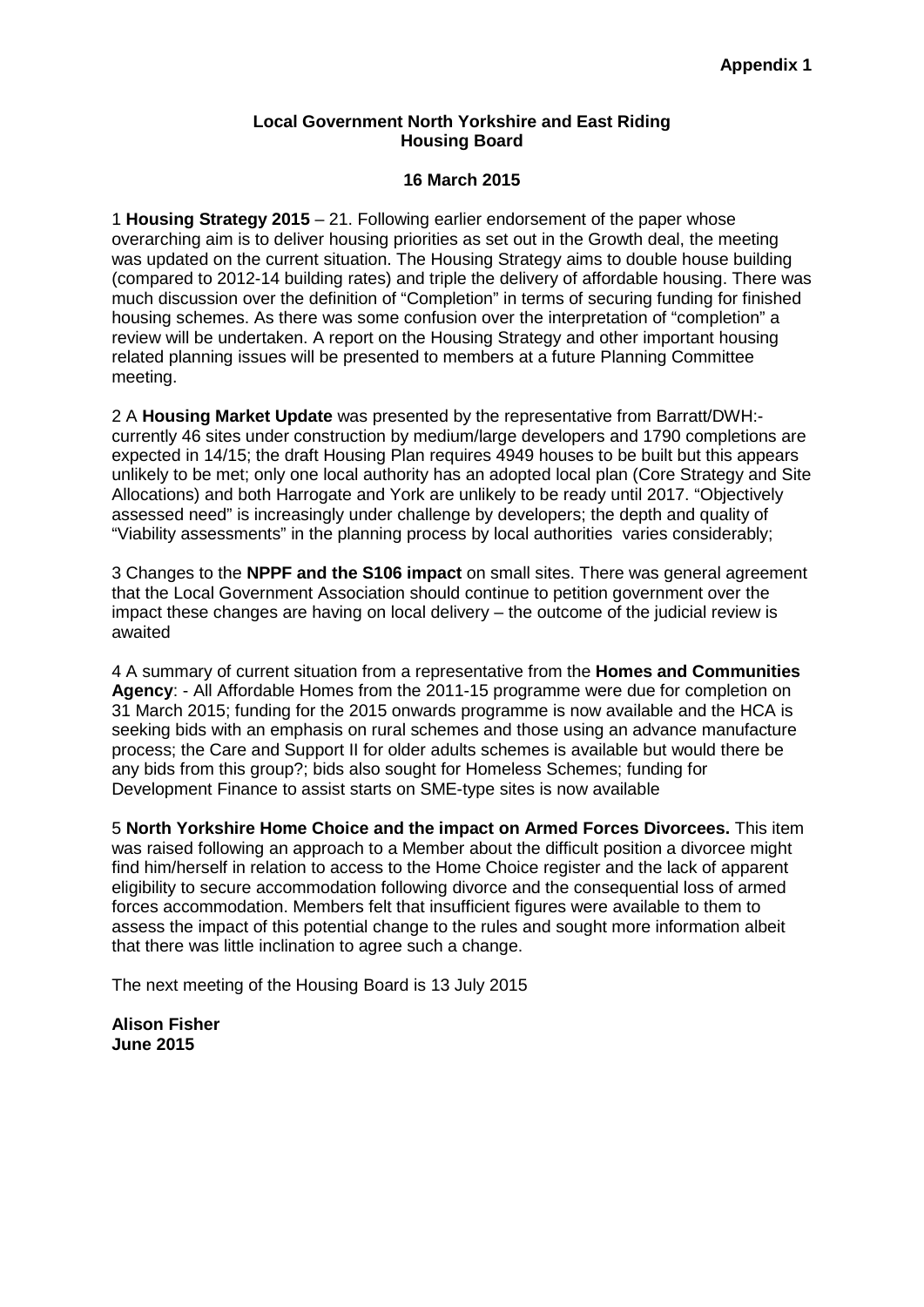**Appendix 1**

**Local Government North Yorkshire and East Riding**
**Housing Board**

**16 March 2015**

1 **Housing Strategy 2015** – 21. Following earlier endorsement of the paper whose overarching aim is to deliver housing priorities as set out in the Growth deal, the meeting was updated on the current situation. The Housing Strategy aims to double house building (compared to 2012-14 building rates) and triple the delivery of affordable housing. There was much discussion over the definition of "Completion" in terms of securing funding for finished housing schemes. As there was some confusion over the interpretation of "completion" a review will be undertaken. A report on the Housing Strategy and other important housing related planning issues will be presented to members at a future Planning Committee meeting.

2 A **Housing Market Update** was presented by the representative from Barratt/DWH:- currently 46 sites under construction by medium/large developers and 1790 completions are expected in 14/15; the draft Housing Plan requires 4949 houses to be built but this appears unlikely to be met; only one local authority has an adopted local plan (Core Strategy and Site Allocations) and both Harrogate and York are unlikely to be ready until 2017. "Objectively assessed need" is increasingly under challenge by developers; the depth and quality of "Viability assessments" in the planning process by local authorities varies considerably;

3 Changes to the **NPPF and the S106 impact** on small sites. There was general agreement that the Local Government Association should continue to petition government over the impact these changes are having on local delivery – the outcome of the judicial review is awaited

4 A summary of current situation from a representative from the **Homes and Communities Agency**: - All Affordable Homes from the 2011-15 programme were due for completion on 31 March 2015; funding for the 2015 onwards programme is now available and the HCA is seeking bids with an emphasis on rural schemes and those using an advance manufacture process; the Care and Support II for older adults schemes is available but would there be any bids from this group?; bids also sought for Homeless Schemes; funding for Development Finance to assist starts on SME-type sites is now available

5 **North Yorkshire Home Choice and the impact on Armed Forces Divorcees.** This item was raised following an approach to a Member about the difficult position a divorcee might find him/herself in relation to access to the Home Choice register and the lack of apparent eligibility to secure accommodation following divorce and the consequential loss of armed forces accommodation. Members felt that insufficient figures were available to them to assess the impact of this potential change to the rules and sought more information albeit that there was little inclination to agree such a change.

The next meeting of the Housing Board is 13 July 2015

**Alison Fisher**
**June 2015**